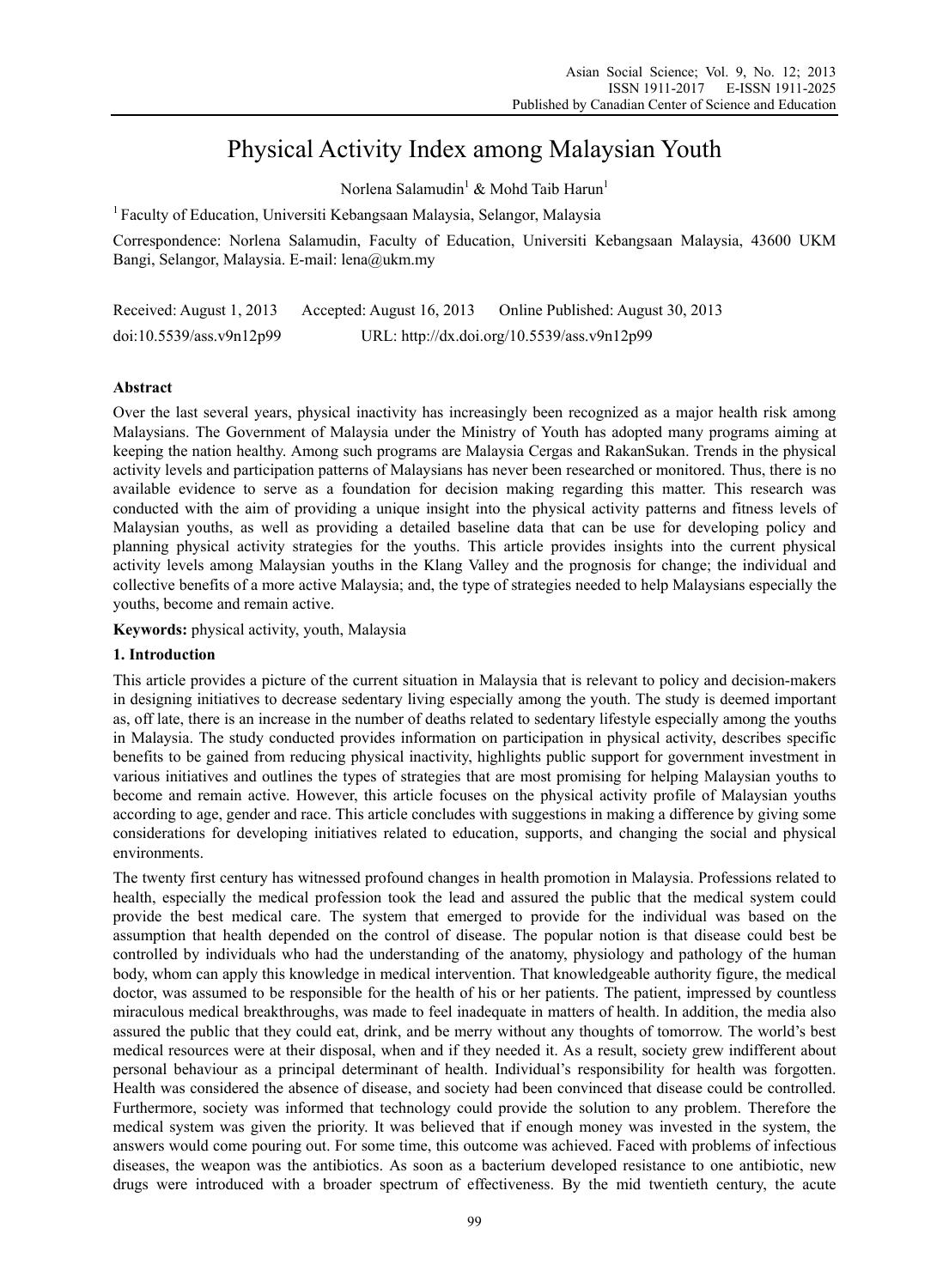# Physical Activity Index among Malaysian Youth

Norlena Salamudin[1] & Mohd Taib Harun[1]

[1] Faculty of Education, Universiti Kebangsaan Malaysia, Selangor, Malaysia

Correspondence: Norlena Salamudin, Faculty of Education, Universiti Kebangsaan Malaysia, 43600 UKM Bangi, Selangor, Malaysia. E-mail: lena@ukm.my

Received: August 1, 2013 Accepted: August 16, 2013 Online Published: August 30, 2013

doi:10.5539/ass.v9n12p99 URL: http://dx.doi.org/10.5539/ass.v9n12p99

## Abstract

Over the last several years, physical inactivity has increasingly been recognized as a major health risk among Malaysians. The Government of Malaysia under the Ministry of Youth has adopted many programs aiming at keeping the nation healthy. Among such programs are Malaysia Cergas and RakanSukan. Trends in the physical activity levels and participation patterns of Malaysians has never been researched or monitored. Thus, there is no available evidence to serve as a foundation for decision making regarding this matter. This research was conducted with the aim of providing a unique insight into the physical activity patterns and fitness levels of Malaysian youths, as well as providing a detailed baseline data that can be use for developing policy and planning physical activity strategies for the youths. This article provides insights into the current physical activity levels among Malaysian youths in the Klang Valley and the prognosis for change; the individual and collective benefits of a more active Malaysia; and, the type of strategies needed to help Malaysians especially the youths, become and remain active.

**Keywords:** physical activity, youth, Malaysia

## 1. Introduction

This article provides a picture of the current situation in Malaysia that is relevant to policy and decision-makers in designing initiatives to decrease sedentary living especially among the youth. The study is deemed important as, off late, there is an increase in the number of deaths related to sedentary lifestyle especially among the youths in Malaysia. The study conducted provides information on participation in physical activity, describes specific benefits to be gained from reducing physical inactivity, highlights public support for government investment in various initiatives and outlines the types of strategies that are most promising for helping Malaysian youths to become and remain active. However, this article focuses on the physical activity profile of Malaysian youths according to age, gender and race. This article concludes with suggestions in making a difference by giving some considerations for developing initiatives related to education, supports, and changing the social and physical environments.

The twenty first century has witnessed profound changes in health promotion in Malaysia. Professions related to health, especially the medical profession took the lead and assured the public that the medical system could provide the best medical care. The system that emerged to provide for the individual was based on the assumption that health depended on the control of disease. The popular notion is that disease could best be controlled by individuals who had the understanding of the anatomy, physiology and pathology of the human body, whom can apply this knowledge in medical intervention. That knowledgeable authority figure, the medical doctor, was assumed to be responsible for the health of his or her patients. The patient, impressed by countless miraculous medical breakthroughs, was made to feel inadequate in matters of health. In addition, the media also assured the public that they could eat, drink, and be merry without any thoughts of tomorrow. The world's best medical resources were at their disposal, when and if they needed it. As a result, society grew indifferent about personal behaviour as a principal determinant of health. Individual's responsibility for health was forgotten. Health was considered the absence of disease, and society had been convinced that disease could be controlled. Furthermore, society was informed that technology could provide the solution to any problem. Therefore the medical system was given the priority. It was believed that if enough money was invested in the system, the answers would come pouring out. For some time, this outcome was achieved. Faced with problems of infectious diseases, the weapon was the antibiotics. As soon as a bacterium developed resistance to one antibiotic, new drugs were introduced with a broader spectrum of effectiveness. By the mid twentieth century, the acute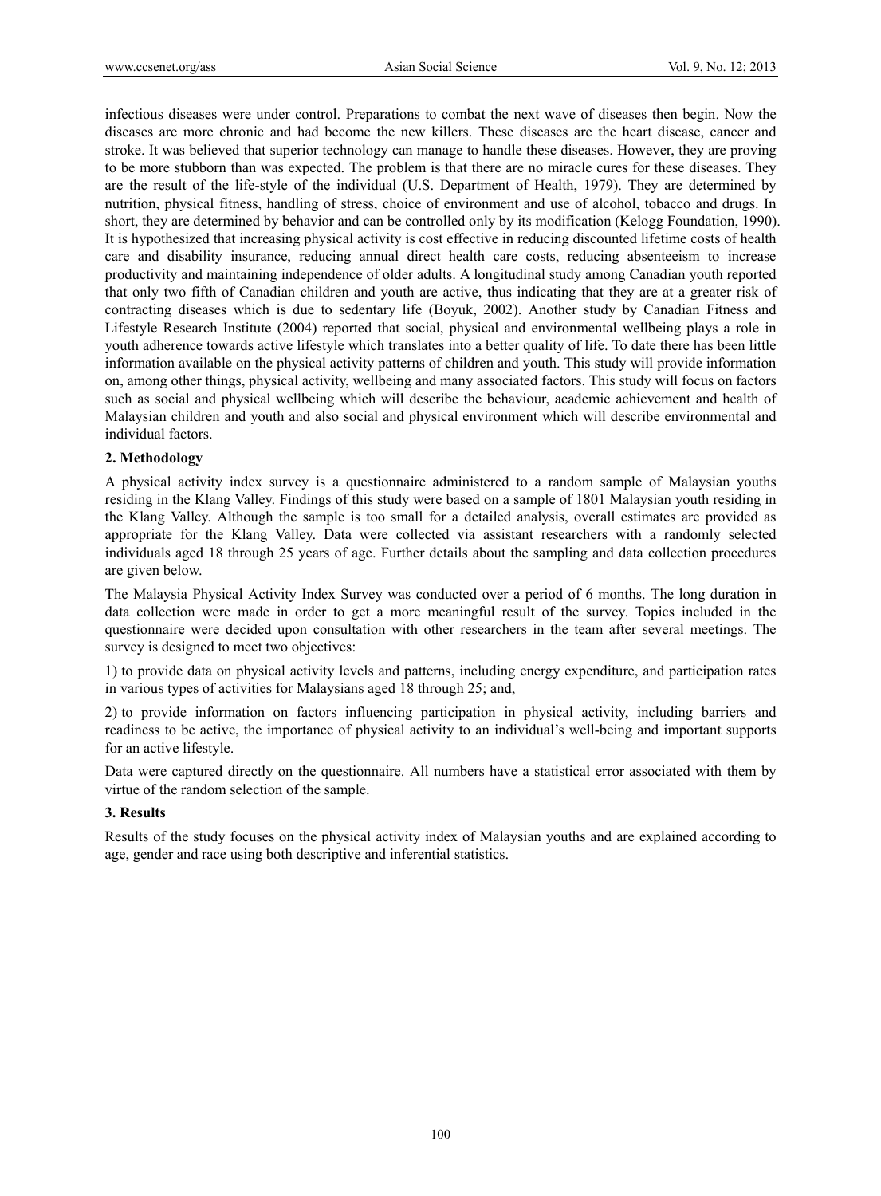infectious diseases were under control. Preparations to combat the next wave of diseases then begin. Now the diseases are more chronic and had become the new killers. These diseases are the heart disease, cancer and stroke. It was believed that superior technology can manage to handle these diseases. However, they are proving to be more stubborn than was expected. The problem is that there are no miracle cures for these diseases. They are the result of the life-style of the individual (U.S. Department of Health, 1979). They are determined by nutrition, physical fitness, handling of stress, choice of environment and use of alcohol, tobacco and drugs. In short, they are determined by behavior and can be controlled only by its modification (Kelogg Foundation, 1990). It is hypothesized that increasing physical activity is cost effective in reducing discounted lifetime costs of health care and disability insurance, reducing annual direct health care costs, reducing absenteeism to increase productivity and maintaining independence of older adults. A longitudinal study among Canadian youth reported that only two fifth of Canadian children and youth are active, thus indicating that they are at a greater risk of contracting diseases which is due to sedentary life (Boyuk, 2002). Another study by Canadian Fitness and Lifestyle Research Institute (2004) reported that social, physical and environmental wellbeing plays a role in youth adherence towards active lifestyle which translates into a better quality of life. To date there has been little information available on the physical activity patterns of children and youth. This study will provide information on, among other things, physical activity, wellbeing and many associated factors. This study will focus on factors such as social and physical wellbeing which will describe the behaviour, academic achievement and health of Malaysian children and youth and also social and physical environment which will describe environmental and individual factors.

## 2. Methodology

A physical activity index survey is a questionnaire administered to a random sample of Malaysian youths residing in the Klang Valley. Findings of this study were based on a sample of 1801 Malaysian youth residing in the Klang Valley. Although the sample is too small for a detailed analysis, overall estimates are provided as appropriate for the Klang Valley. Data were collected via assistant researchers with a randomly selected individuals aged 18 through 25 years of age. Further details about the sampling and data collection procedures are given below.

The Malaysia Physical Activity Index Survey was conducted over a period of 6 months. The long duration in data collection were made in order to get a more meaningful result of the survey. Topics included in the questionnaire were decided upon consultation with other researchers in the team after several meetings. The survey is designed to meet two objectives:

1) to provide data on physical activity levels and patterns, including energy expenditure, and participation rates in various types of activities for Malaysians aged 18 through 25; and,

2) to provide information on factors influencing participation in physical activity, including barriers and readiness to be active, the importance of physical activity to an individual's well-being and important supports for an active lifestyle.

Data were captured directly on the questionnaire. All numbers have a statistical error associated with them by virtue of the random selection of the sample.

## 3. Results

Results of the study focuses on the physical activity index of Malaysian youths and are explained according to age, gender and race using both descriptive and inferential statistics.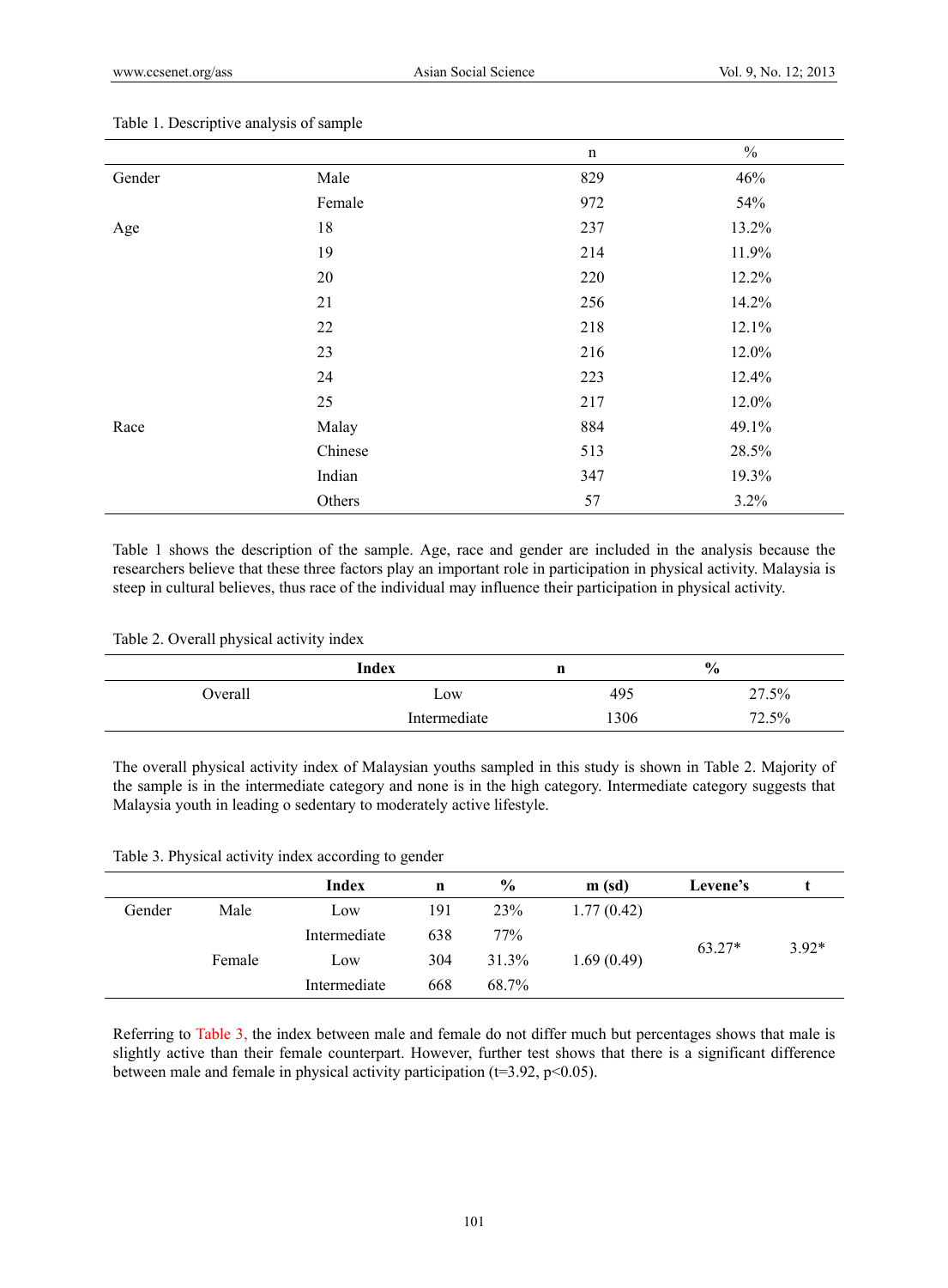Table 1. Descriptive analysis of sample

| | | n | % |
|---|---|---|---|
| Gender | Male | 829 | 46% |
| | Female | 972 | 54% |
| Age | 18 | 237 | 13.2% |
| | 19 | 214 | 11.9% |
| | 20 | 220 | 12.2% |
| | 21 | 256 | 14.2% |
| | 22 | 218 | 12.1% |
| | 23 | 216 | 12.0% |
| | 24 | 223 | 12.4% |
| | 25 | 217 | 12.0% |
| Race | Malay | 884 | 49.1% |
| | Chinese | 513 | 28.5% |
| | Indian | 347 | 19.3% |
| | Others | 57 | 3.2% |

Table 1 shows the description of the sample. Age, race and gender are included in the analysis because the researchers believe that these three factors play an important role in participation in physical activity. Malaysia is steep in cultural believes, thus race of the individual may influence their participation in physical activity.

Table 2. Overall physical activity index

| | Index | n | % |
|---|---|---|---|
| Overall | Low | 495 | 27.5% |
| | Intermediate | 1306 | 72.5% |

The overall physical activity index of Malaysian youths sampled in this study is shown in Table 2. Majority of the sample is in the intermediate category and none is in the high category. Intermediate category suggests that Malaysia youth in leading o sedentary to moderately active lifestyle.

Table 3. Physical activity index according to gender

| | | Index | n | % | m (sd) | Levene's | t |
|---|---|---|---|---|---|---|---|
| Gender | Male | Low | 191 | 23% | 1.77 (0.42) | 63.27* | 3.92* |
| | | Intermediate | 638 | 77% | | | |
| | Female | Low | 304 | 31.3% | 1.69 (0.49) | | |
| | | Intermediate | 668 | 68.7% | | | |

Referring to Table 3, the index between male and female do not differ much but percentages shows that male is slightly active than their female counterpart. However, further test shows that there is a significant difference between male and female in physical activity participation ($t=3.92$, $p<0.05$).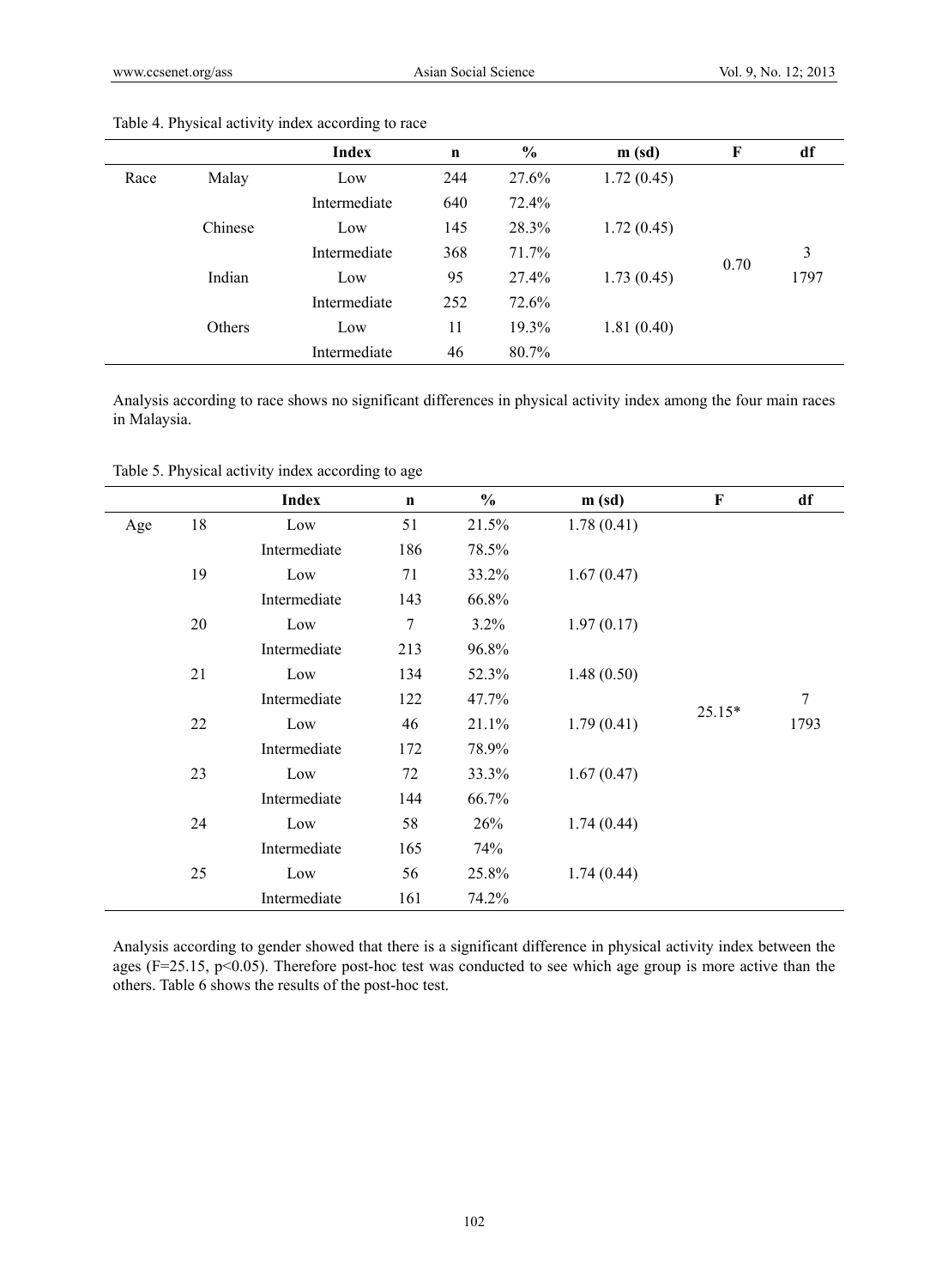Table 4. Physical activity index according to race

| | | Index | n | % | m (sd) | F | df |
|---|---|---|---|---|---|---|---|
| Race | Malay | Low | 244 | 27.6% | 1.72 (0.45) | | |
| | | Intermediate | 640 | 72.4% | | | |
| | Chinese | Low | 145 | 28.3% | 1.72 (0.45) | | |
| | | Intermediate | 368 | 71.7% | | 0.70 | 3 |
| | Indian | Low | 95 | 27.4% | 1.73 (0.45) | | 1797 |
| | | Intermediate | 252 | 72.6% | | | |
| | Others | Low | 11 | 19.3% | 1.81 (0.40) | | |
| | | Intermediate | 46 | 80.7% | | | |

Analysis according to race shows no significant differences in physical activity index among the four main races in Malaysia.

Table 5. Physical activity index according to age

| | | Index | n | % | m (sd) | F | df |
|---|---|---|---|---|---|---|---|
| Age | 18 | Low | 51 | 21.5% | 1.78 (0.41) | | |
| | | Intermediate | 186 | 78.5% | | | |
| | 19 | Low | 71 | 33.2% | 1.67 (0.47) | | |
| | | Intermediate | 143 | 66.8% | | | |
| | 20 | Low | 7 | 3.2% | 1.97 (0.17) | | |
| | | Intermediate | 213 | 96.8% | | | |
| | 21 | Low | 134 | 52.3% | 1.48 (0.50) | | |
| | | Intermediate | 122 | 47.7% | | 25.15* | 7 |
| | 22 | Low | 46 | 21.1% | 1.79 (0.41) | | 1793 |
| | | Intermediate | 172 | 78.9% | | | |
| | 23 | Low | 72 | 33.3% | 1.67 (0.47) | | |
| | | Intermediate | 144 | 66.7% | | | |
| | 24 | Low | 58 | 26% | 1.74 (0.44) | | |
| | | Intermediate | 165 | 74% | | | |
| | 25 | Low | 56 | 25.8% | 1.74 (0.44) | | |
| | | Intermediate | 161 | 74.2% | | | |

Analysis according to gender showed that there is a significant difference in physical activity index between the ages ($F=25.15$, $p<0.05$). Therefore post-hoc test was conducted to see which age group is more active than the others. Table 6 shows the results of the post-hoc test.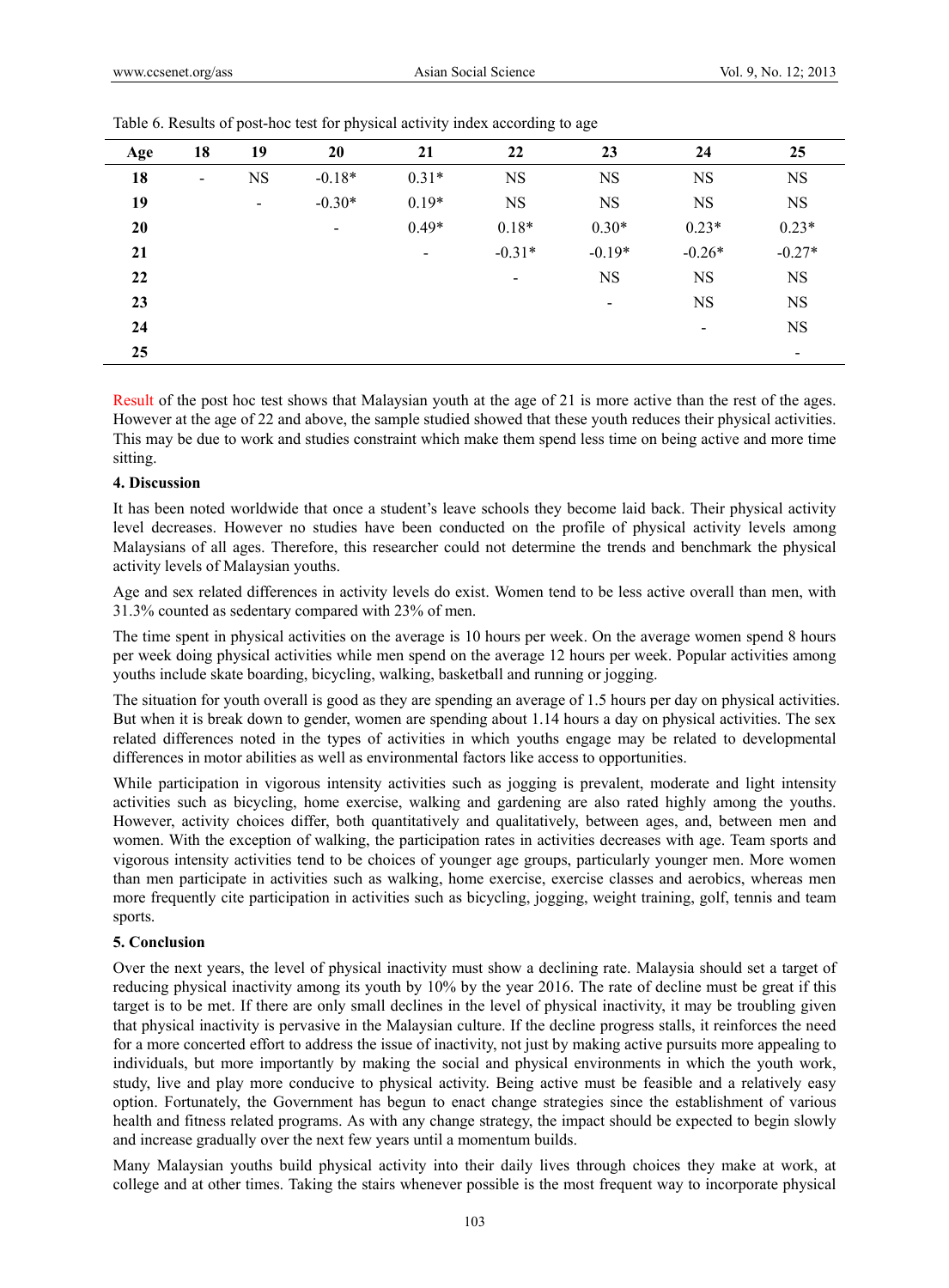Table 6. Results of post-hoc test for physical activity index according to age

| Age | 18 | 19 | 20 | 21 | 22 | 23 | 24 | 25 |
|---|---|---|---|---|---|---|---|---|
| 18 | - | NS | -0.18* | 0.31* | NS | NS | NS | NS |
| 19 | | - | -0.30* | 0.19* | NS | NS | NS | NS |
| 20 | | | - | 0.49* | 0.18* | 0.30* | 0.23* | 0.23* |
| 21 | | | | - | -0.31* | -0.19* | -0.26* | -0.27* |
| 22 | | | | | - | NS | NS | NS |
| 23 | | | | | | - | NS | NS |
| 24 | | | | | | | - | NS |
| 25 | | | | | | | | - |

Result of the post hoc test shows that Malaysian youth at the age of 21 is more active than the rest of the ages. However at the age of 22 and above, the sample studied showed that these youth reduces their physical activities. This may be due to work and studies constraint which make them spend less time on being active and more time sitting.

**4. Discussion**

It has been noted worldwide that once a student's leave schools they become laid back. Their physical activity level decreases. However no studies have been conducted on the profile of physical activity levels among Malaysians of all ages. Therefore, this researcher could not determine the trends and benchmark the physical activity levels of Malaysian youths.

Age and sex related differences in activity levels do exist. Women tend to be less active overall than men, with 31.3% counted as sedentary compared with 23% of men.

The time spent in physical activities on the average is 10 hours per week. On the average women spend 8 hours per week doing physical activities while men spend on the average 12 hours per week. Popular activities among youths include skate boarding, bicycling, walking, basketball and running or jogging.

The situation for youth overall is good as they are spending an average of 1.5 hours per day on physical activities. But when it is break down to gender, women are spending about 1.14 hours a day on physical activities. The sex related differences noted in the types of activities in which youths engage may be related to developmental differences in motor abilities as well as environmental factors like access to opportunities.

While participation in vigorous intensity activities such as jogging is prevalent, moderate and light intensity activities such as bicycling, home exercise, walking and gardening are also rated highly among the youths. However, activity choices differ, both quantitatively and qualitatively, between ages, and, between men and women. With the exception of walking, the participation rates in activities decreases with age. Team sports and vigorous intensity activities tend to be choices of younger age groups, particularly younger men. More women than men participate in activities such as walking, home exercise, exercise classes and aerobics, whereas men more frequently cite participation in activities such as bicycling, jogging, weight training, golf, tennis and team sports.

**5. Conclusion**

Over the next years, the level of physical inactivity must show a declining rate. Malaysia should set a target of reducing physical inactivity among its youth by 10% by the year 2016. The rate of decline must be great if this target is to be met. If there are only small declines in the level of physical inactivity, it may be troubling given that physical inactivity is pervasive in the Malaysian culture. If the decline progress stalls, it reinforces the need for a more concerted effort to address the issue of inactivity, not just by making active pursuits more appealing to individuals, but more importantly by making the social and physical environments in which the youth work, study, live and play more conducive to physical activity. Being active must be feasible and a relatively easy option. Fortunately, the Government has begun to enact change strategies since the establishment of various health and fitness related programs. As with any change strategy, the impact should be expected to begin slowly and increase gradually over the next few years until a momentum builds.

Many Malaysian youths build physical activity into their daily lives through choices they make at work, at college and at other times. Taking the stairs whenever possible is the most frequent way to incorporate physical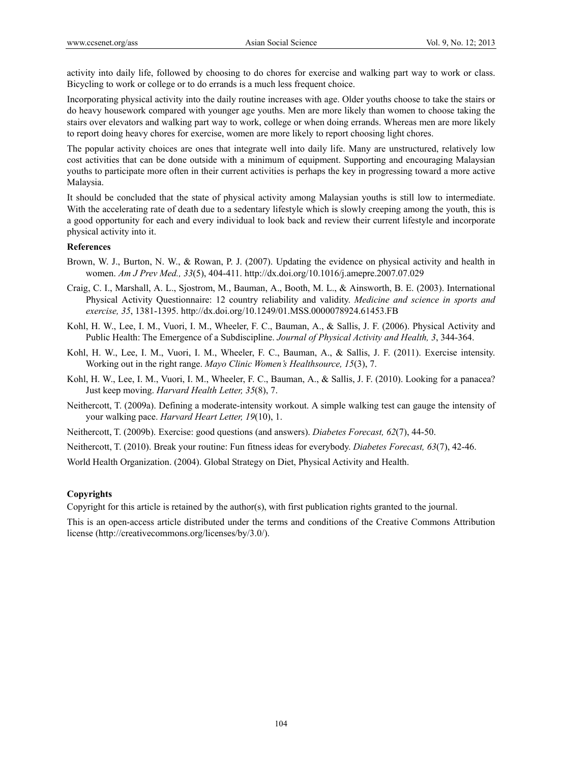activity into daily life, followed by choosing to do chores for exercise and walking part way to work or class. Bicycling to work or college or to do errands is a much less frequent choice.

Incorporating physical activity into the daily routine increases with age. Older youths choose to take the stairs or do heavy housework compared with younger age youths. Men are more likely than women to choose taking the stairs over elevators and walking part way to work, college or when doing errands. Whereas men are more likely to report doing heavy chores for exercise, women are more likely to report choosing light chores.

The popular activity choices are ones that integrate well into daily life. Many are unstructured, relatively low cost activities that can be done outside with a minimum of equipment. Supporting and encouraging Malaysian youths to participate more often in their current activities is perhaps the key in progressing toward a more active Malaysia.

It should be concluded that the state of physical activity among Malaysian youths is still low to intermediate. With the accelerating rate of death due to a sedentary lifestyle which is slowly creeping among the youth, this is a good opportunity for each and every individual to look back and review their current lifestyle and incorporate physical activity into it.

**References**

Brown, W. J., Burton, N. W., & Rowan, P. J. (2007). Updating the evidence on physical activity and health in women. *Am J Prev Med., 33*(5), 404-411. http://dx.doi.org/10.1016/j.amepre.2007.07.029

Craig, C. I., Marshall, A. L., Sjostrom, M., Bauman, A., Booth, M. L., & Ainsworth, B. E. (2003). International Physical Activity Questionnaire: 12 country reliability and validity. *Medicine and science in sports and exercise, 35*, 1381-1395. http://dx.doi.org/10.1249/01.MSS.0000078924.61453.FB

Kohl, H. W., Lee, I. M., Vuori, I. M., Wheeler, F. C., Bauman, A., & Sallis, J. F. (2006). Physical Activity and Public Health: The Emergence of a Subdiscipline. *Journal of Physical Activity and Health, 3*, 344-364.

Kohl, H. W., Lee, I. M., Vuori, I. M., Wheeler, F. C., Bauman, A., & Sallis, J. F. (2011). Exercise intensity. Working out in the right range. *Mayo Clinic Women's Healthsource, 15*(3), 7.

Kohl, H. W., Lee, I. M., Vuori, I. M., Wheeler, F. C., Bauman, A., & Sallis, J. F. (2010). Looking for a panacea? Just keep moving. *Harvard Health Letter, 35*(8), 7.

Neithercott, T. (2009a). Defining a moderate-intensity workout. A simple walking test can gauge the intensity of your walking pace. *Harvard Heart Letter, 19*(10), 1.

Neithercott, T. (2009b). Exercise: good questions (and answers). *Diabetes Forecast, 62*(7), 44-50.

Neithercott, T. (2010). Break your routine: Fun fitness ideas for everybody. *Diabetes Forecast, 63*(7), 42-46.

World Health Organization. (2004). Global Strategy on Diet, Physical Activity and Health.

**Copyrights**

Copyright for this article is retained by the author(s), with first publication rights granted to the journal.

This is an open-access article distributed under the terms and conditions of the Creative Commons Attribution license (http://creativecommons.org/licenses/by/3.0/).